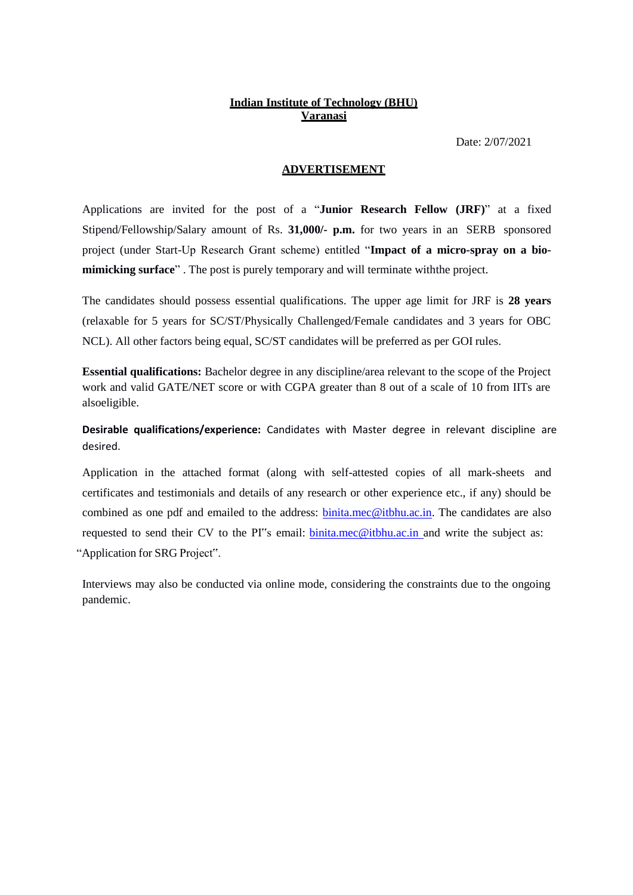**Indian Institute of Technology (BHU)**
**Varanasi**

Date: 2/07/2021

## ADVERTISEMENT

Applications are invited for the post of a "**Junior Research Fellow (JRF)**" at a fixed Stipend/Fellowship/Salary amount of Rs. **31,000/- p.m.** for two years in an SERB sponsored project (under Start-Up Research Grant scheme) entitled "**Impact of a micro-spray on a bio-mimicking surface**" . The post is purely temporary and will terminate withthe project.

The candidates should possess essential qualifications. The upper age limit for JRF is **28 years** (relaxable for 5 years for SC/ST/Physically Challenged/Female candidates and 3 years for OBC NCL). All other factors being equal, SC/ST candidates will be preferred as per GOI rules.

**Essential qualifications:** Bachelor degree in any discipline/area relevant to the scope of the Project work and valid GATE/NET score or with CGPA greater than 8 out of a scale of 10 from IITs are alsoeligible.

**Desirable qualifications/experience:** Candidates with Master degree in relevant discipline are desired.

Application in the attached format (along with self-attested copies of all mark-sheets and certificates and testimonials and details of any research or other experience etc., if any) should be combined as one pdf and emailed to the address: binita.mec@itbhu.ac.in. The candidates are also requested to send their CV to the PI"s email: binita.mec@itbhu.ac.in and write the subject as: "Application for SRG Project".

Interviews may also be conducted via online mode, considering the constraints due to the ongoing pandemic.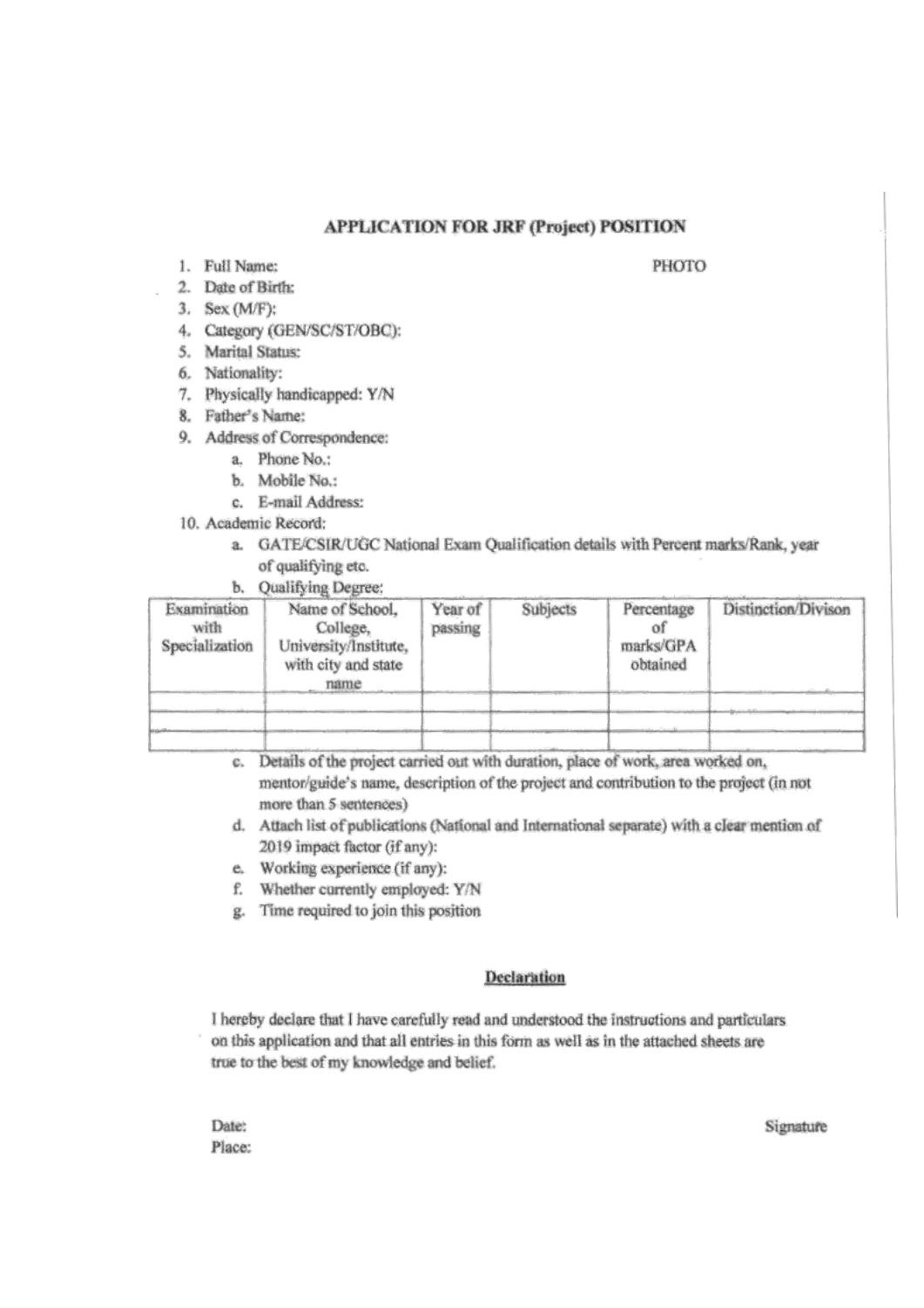## APPLICATION FOR JRF (Project) POSITION

PHOTO

1. Full Name:
2. Date of Birth:
3. Sex (M/F):
4. Category (GEN/SC/ST/OBC):
5. Marital Status:
6. Nationality:
7. Physically handicapped: Y/N
8. Father's Name:
9. Address of Correspondence:
   a. Phone No.:
   b. Mobile No.:
   c. E-mail Address:
10. Academic Record:
    a. GATE/CSIR/UGC National Exam Qualification details with Percent marks/Rank, year of qualifying etc.
    b. Qualifying Degree:

| Examination with Specialization | Name of School, College, University/Institute, with city and state name | Year of passing | Subjects | Percentage of marks/GPA obtained | Distinction/Divison |
|---|---|---|---|---|---|
| | | | | | |
| | | | | | |
| | | | | | |

    c. Details of the project carried out with duration, place of work, area worked on, mentor/guide's name, description of the project and contribution to the project (in not more than 5 sentences)
    d. Attach list of publications (National and International separate) with a clear mention of 2019 impact factor (if any):
    e. Working experience (if any):
    f. Whether currently employed: Y/N
    g. Time required to join this position

### Declaration

I hereby declare that I have carefully read and understood the instructions and particulars on this application and that all entries in this form as well as in the attached sheets are true to the best of my knowledge and belief.

Date:

Place:

Signature